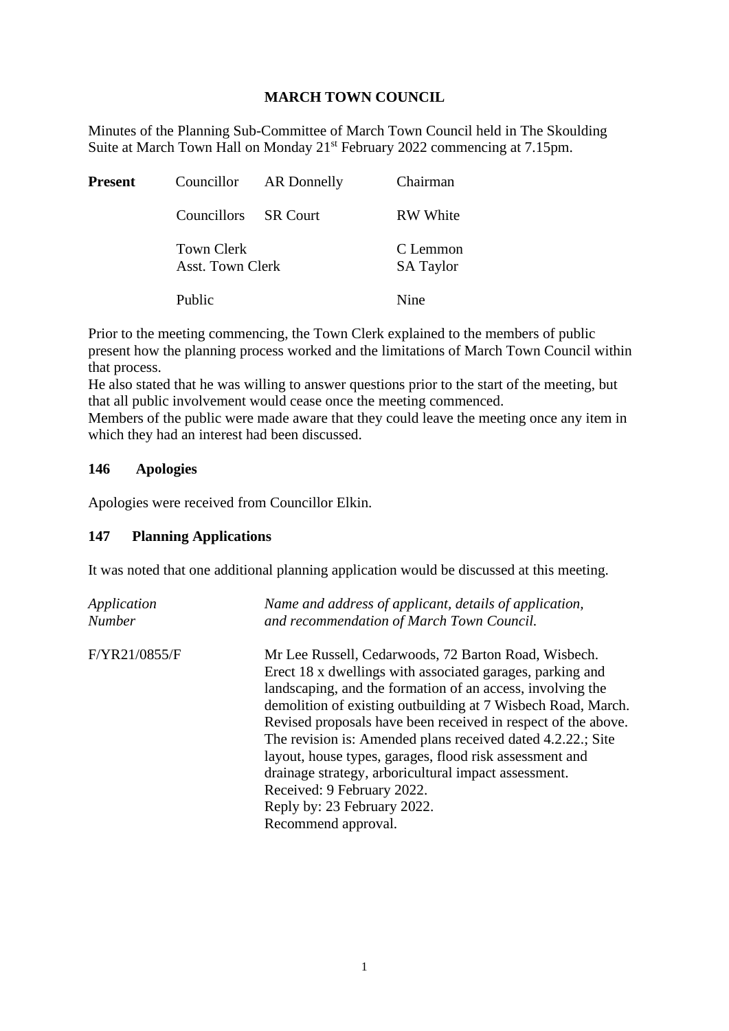# MARCH TOWN COUNCIL

Minutes of the Planning Sub-Committee of March Town Council held in The Skoulding Suite at March Town Hall on Monday 21st February 2022 commencing at 7.15pm.

| **Present** | Councillor | AR Donnelly | Chairman |
|---|---|---|---|
| | Councillors | SR Court | RW White |
| | Town Clerk | | C Lemmon |
| | Asst. Town Clerk | | SA Taylor |
| | Public | | Nine |

Prior to the meeting commencing, the Town Clerk explained to the members of public present how the planning process worked and the limitations of March Town Council within that process.
He also stated that he was willing to answer questions prior to the start of the meeting, but that all public involvement would cease once the meeting commenced.
Members of the public were made aware that they could leave the meeting once any item in which they had an interest had been discussed.

## 146 Apologies

Apologies were received from Councillor Elkin.

## 147 Planning Applications

It was noted that one additional planning application would be discussed at this meeting.

| *Application Number* | *Name and address of applicant, details of application, and recommendation of March Town Council.* |
|---|---|
| F/YR21/0855/F | Mr Lee Russell, Cedarwoods, 72 Barton Road, Wisbech. Erect 18 x dwellings with associated garages, parking and landscaping, and the formation of an access, involving the demolition of existing outbuilding at 7 Wisbech Road, March. Revised proposals have been received in respect of the above. The revision is: Amended plans received dated 4.2.22.; Site layout, house types, garages, flood risk assessment and drainage strategy, arboricultural impact assessment.<br>Received: 9 February 2022.<br>Reply by: 23 February 2022.<br>Recommend approval. |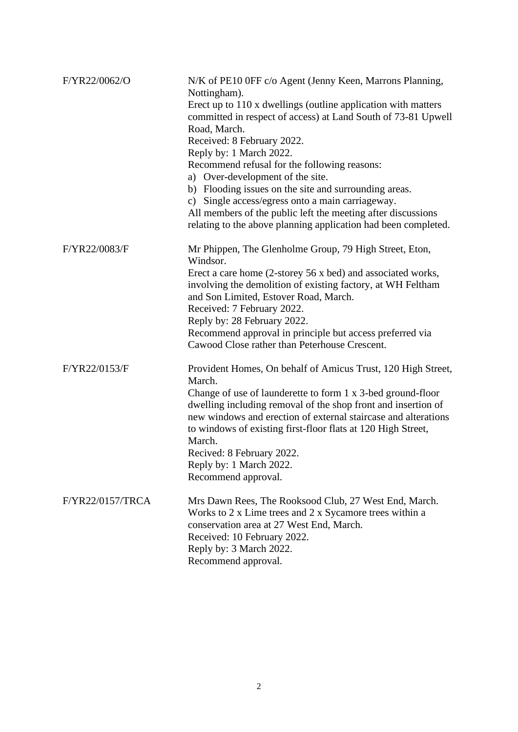| | |
|---|---|
| F/YR22/0062/O | N/K of PE10 0FF c/o Agent (Jenny Keen, Marrons Planning, Nottingham).<br>Erect up to 110 x dwellings (outline application with matters committed in respect of access) at Land South of 73-81 Upwell Road, March.<br>Received: 8 February 2022.<br>Reply by: 1 March 2022.<br>Recommend refusal for the following reasons:<br>a) Over-development of the site.<br>b) Flooding issues on the site and surrounding areas.<br>c) Single access/egress onto a main carriageway.<br>All members of the public left the meeting after discussions relating to the above planning application had been completed. |
| F/YR22/0083/F | Mr Phippen, The Glenholme Group, 79 High Street, Eton, Windsor.<br>Erect a care home (2-storey 56 x bed) and associated works, involving the demolition of existing factory, at WH Feltham and Son Limited, Estover Road, March.<br>Received: 7 February 2022.<br>Reply by: 28 February 2022.<br>Recommend approval in principle but access preferred via Cawood Close rather than Peterhouse Crescent. |
| F/YR22/0153/F | Provident Homes, On behalf of Amicus Trust, 120 High Street, March.<br>Change of use of launderette to form 1 x 3-bed ground-floor dwelling including removal of the shop front and insertion of new windows and erection of external staircase and alterations to windows of existing first-floor flats at 120 High Street, March.<br>Recived: 8 February 2022.<br>Reply by: 1 March 2022.<br>Recommend approval. |
| F/YR22/0157/TRCA | Mrs Dawn Rees, The Rooksood Club, 27 West End, March.<br>Works to 2 x Lime trees and 2 x Sycamore trees within a conservation area at 27 West End, March.<br>Received: 10 February 2022.<br>Reply by: 3 March 2022.<br>Recommend approval. |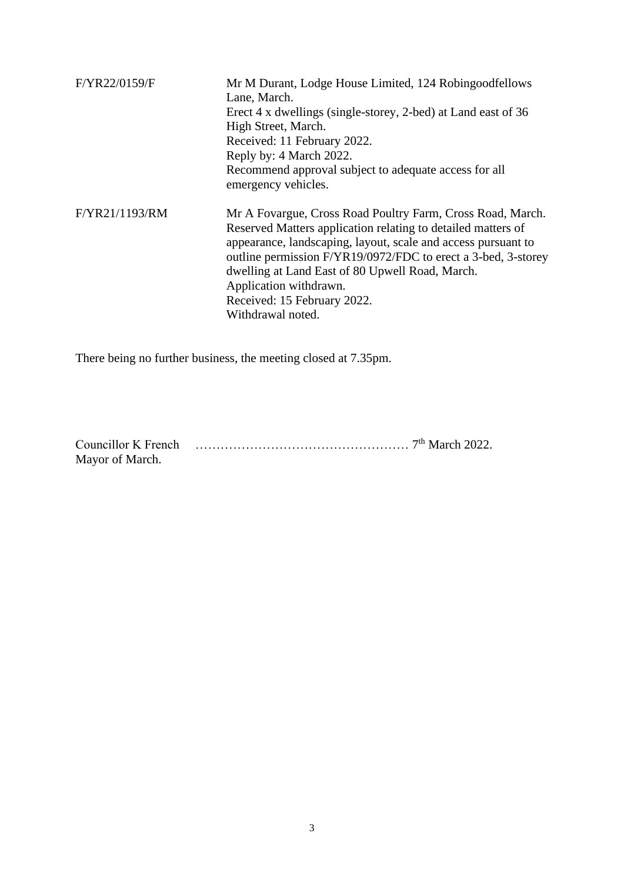| | |
|---|---|
| F/YR22/0159/F | Mr M Durant, Lodge House Limited, 124 Robingoodfellows Lane, March.<br>Erect 4 x dwellings (single-storey, 2-bed) at Land east of 36 High Street, March.<br>Received: 11 February 2022.<br>Reply by: 4 March 2022.<br>Recommend approval subject to adequate access for all emergency vehicles. |
| F/YR21/1193/RM | Mr A Fovargue, Cross Road Poultry Farm, Cross Road, March.<br>Reserved Matters application relating to detailed matters of appearance, landscaping, layout, scale and access pursuant to outline permission F/YR19/0972/FDC to erect a 3-bed, 3-storey dwelling at Land East of 80 Upwell Road, March.<br>Application withdrawn.<br>Received: 15 February 2022.<br>Withdrawal noted. |

There being no further business, the meeting closed at 7.35pm.

Councillor K French …………………………………………… 7th March 2022.
Mayor of March.